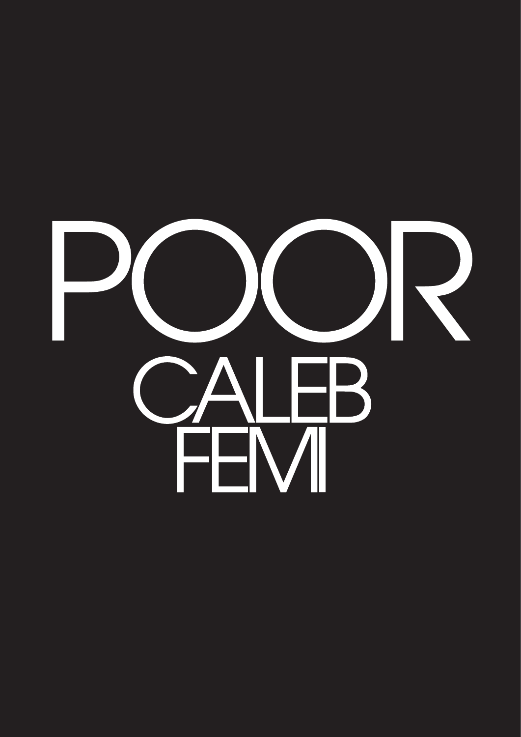# POOR

## CALEB FEMI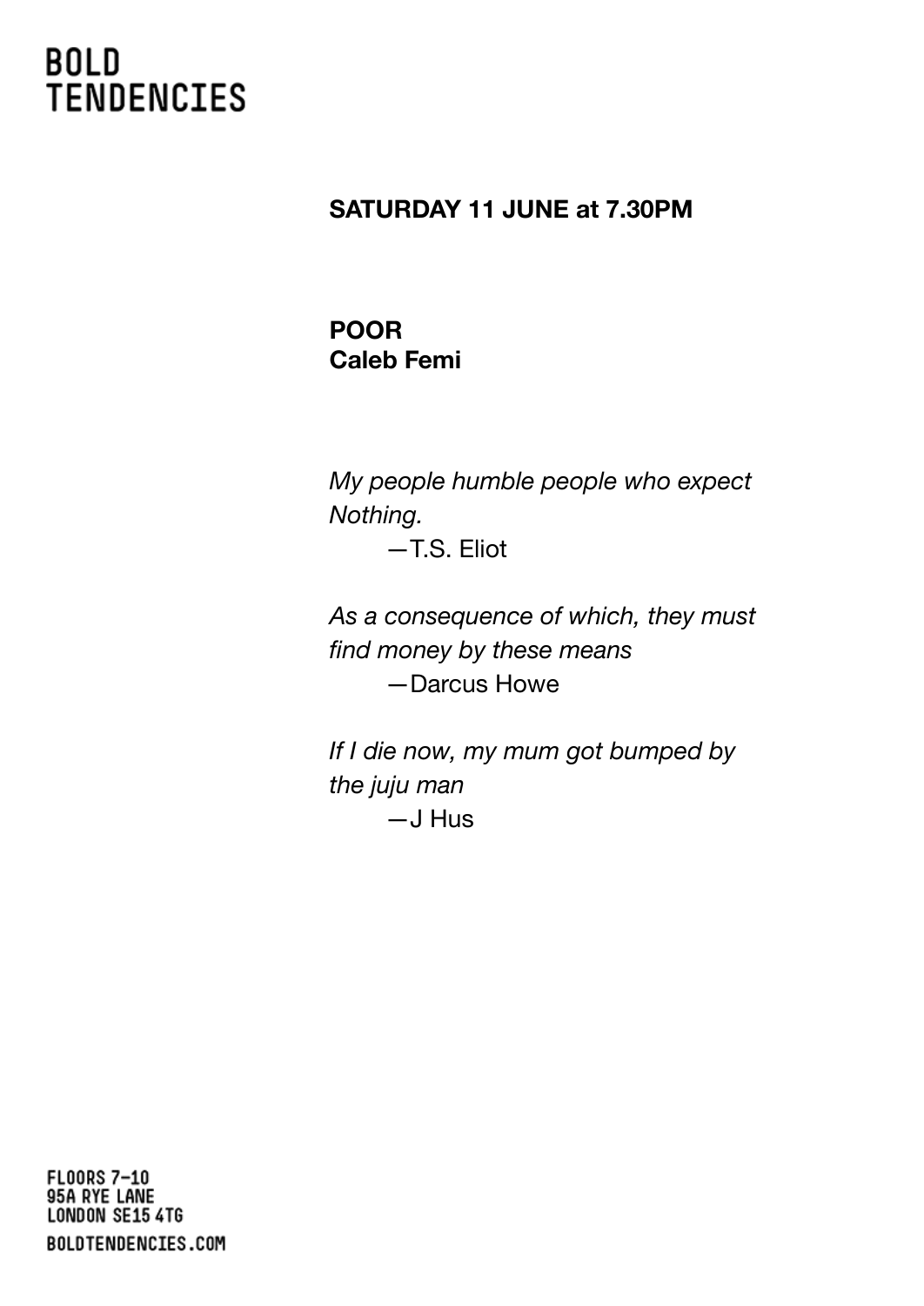# BOLD TENDENCIES

**SATURDAY 11 JUNE at 7.30PM**

**POOR**
**Caleb Femi**

*My people humble people who expect*
*Nothing.*
—T.S. Eliot

*As a consequence of which, they must*
*find money by these means*
—Darcus Howe

*If I die now, my mum got bumped by*
*the juju man*
—J Hus

FLOORS 7–10
95A RYE LANE
LONDON SE15 4TG
BOLDTENDENCIES.COM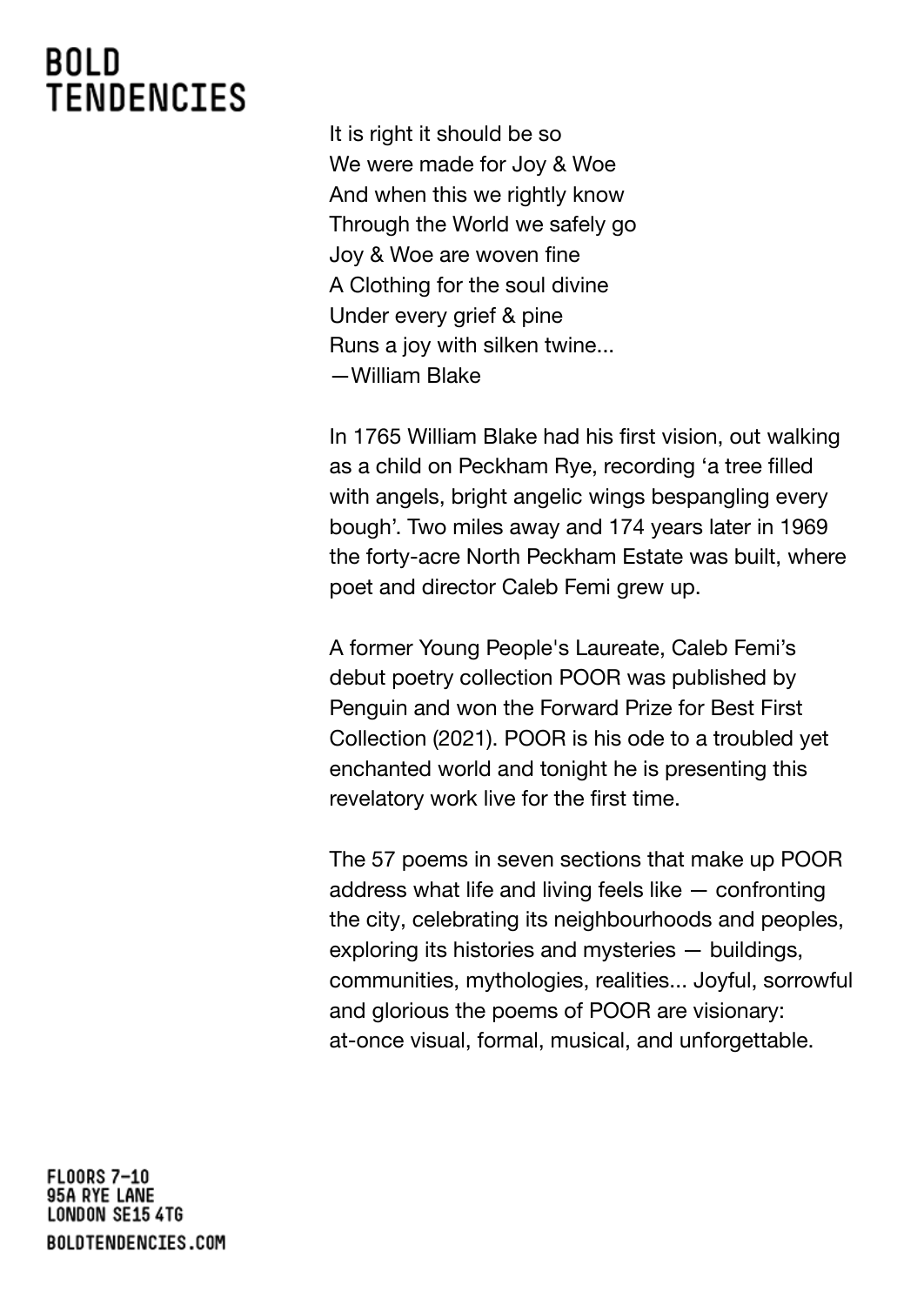# BOLD TENDENCIES

It is right it should be so  
We were made for Joy & Woe  
And when this we rightly know  
Through the World we safely go  
Joy & Woe are woven fine  
A Clothing for the soul divine  
Under every grief & pine  
Runs a joy with silken twine...  
—William Blake

In 1765 William Blake had his first vision, out walking as a child on Peckham Rye, recording 'a tree filled with angels, bright angelic wings bespangling every bough'. Two miles away and 174 years later in 1969 the forty-acre North Peckham Estate was built, where poet and director Caleb Femi grew up.

A former Young People's Laureate, Caleb Femi's debut poetry collection POOR was published by Penguin and won the Forward Prize for Best First Collection (2021). POOR is his ode to a troubled yet enchanted world and tonight he is presenting this revelatory work live for the first time.

The 57 poems in seven sections that make up POOR address what life and living feels like — confronting the city, celebrating its neighbourhoods and peoples, exploring its histories and mysteries — buildings, communities, mythologies, realities... Joyful, sorrowful and glorious the poems of POOR are visionary: at-once visual, formal, musical, and unforgettable.

FLOORS 7–10  
95A RYE LANE  
LONDON SE15 4TG  
BOLDTENDENCIES.COM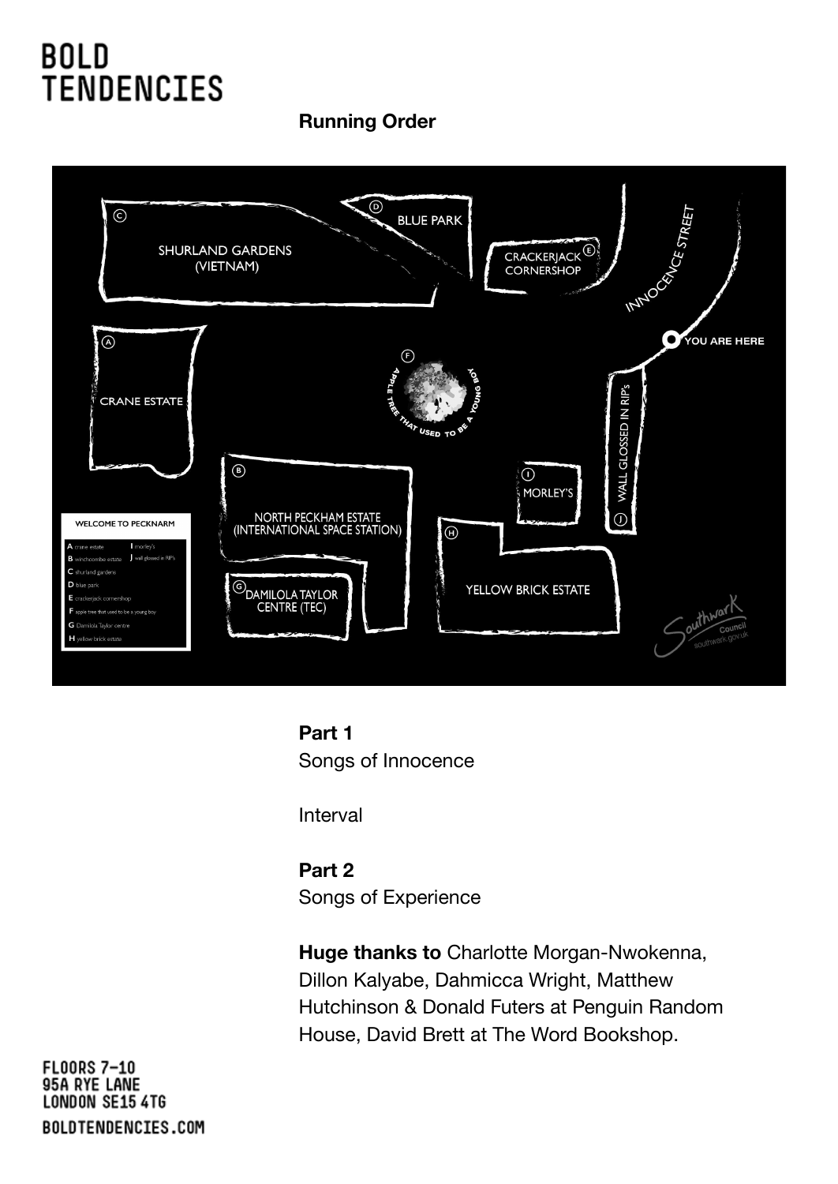# BOLD TENDENCIES

**Running Order**

SHURLAND GARDENS (VIETNAM)

BLUE PARK

CRACKERJACK CORNERSHOP

INNOCENCE STREET

YOU ARE HERE

CRANE ESTATE

APPLE TREE THAT USED TO BE A YOUNG BOY

WALL GLOSSED IN RIP's

NORTH PECKHAM ESTATE (INTERNATIONAL SPACE STATION)

MORLEY'S

YELLOW BRICK ESTATE

DAMILOLA TAYLOR CENTRE (TEC)

WELCOME TO PECKNARM

- A crane estate
- B winchcombe estate
- C shurland gardens
- D blue park
- E crackerjack cornershop
- F apple tree that used to be a young boy
- G Damilola Taylor centre
- H yellow brick estate
- I morley's
- J wall glossed in RIP's

Southwark Council southwark.gov.uk

**Part 1**
Songs of Innocence

Interval

**Part 2**
Songs of Experience

**Huge thanks to** Charlotte Morgan-Nwokenna, Dillon Kalyabe, Dahmicca Wright, Matthew Hutchinson & Donald Futers at Penguin Random House, David Brett at The Word Bookshop.

FLOORS 7–10
95A RYE LANE
LONDON SE15 4TG

BOLDTENDENCIES.COM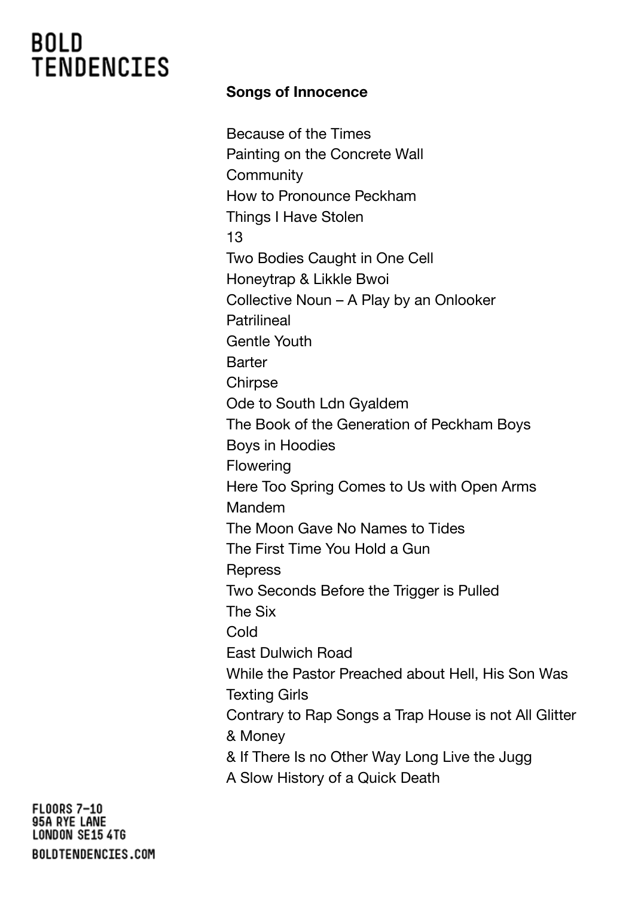**Songs of Innocence**

Because of the Times
Painting on the Concrete Wall
Community
How to Pronounce Peckham
Things I Have Stolen
13
Two Bodies Caught in One Cell
Honeytrap & Likkle Bwoi
Collective Noun – A Play by an Onlooker
Patrilineal
Gentle Youth
Barter
Chirpse
Ode to South Ldn Gyaldem
The Book of the Generation of Peckham Boys
Boys in Hoodies
Flowering
Here Too Spring Comes to Us with Open Arms
Mandem
The Moon Gave No Names to Tides
The First Time You Hold a Gun
Repress
Two Seconds Before the Trigger is Pulled
The Six
Cold
East Dulwich Road
While the Pastor Preached about Hell, His Son Was Texting Girls
Contrary to Rap Songs a Trap House is not All Glitter & Money
& If There Is no Other Way Long Live the Jugg
A Slow History of a Quick Death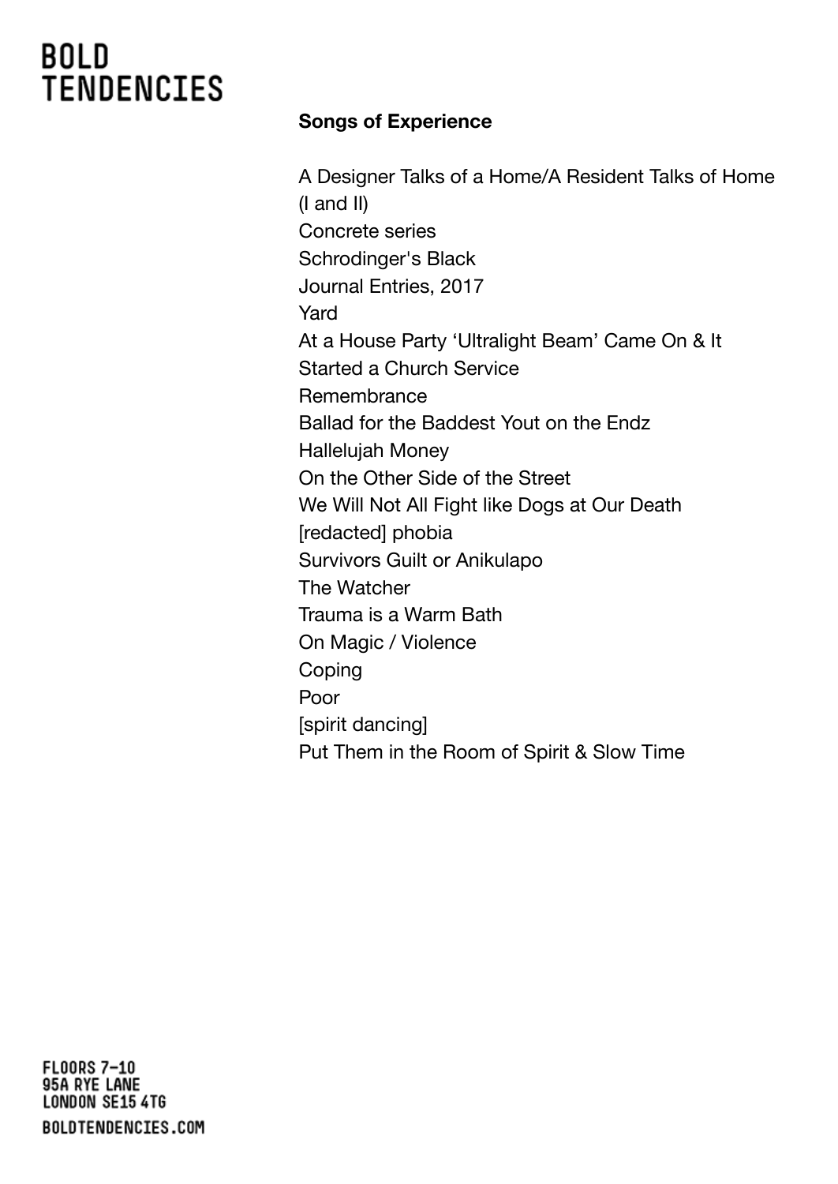**Songs of Experience**

A Designer Talks of a Home/A Resident Talks of Home (I and II)
Concrete series
Schrodinger's Black
Journal Entries, 2017
Yard
At a House Party 'Ultralight Beam' Came On & It Started a Church Service
Remembrance
Ballad for the Baddest Yout on the Endz
Hallelujah Money
On the Other Side of the Street
We Will Not All Fight like Dogs at Our Death
[redacted] phobia
Survivors Guilt or Anikulapo
The Watcher
Trauma is a Warm Bath
On Magic / Violence
Coping
Poor
[spirit dancing]
Put Them in the Room of Spirit & Slow Time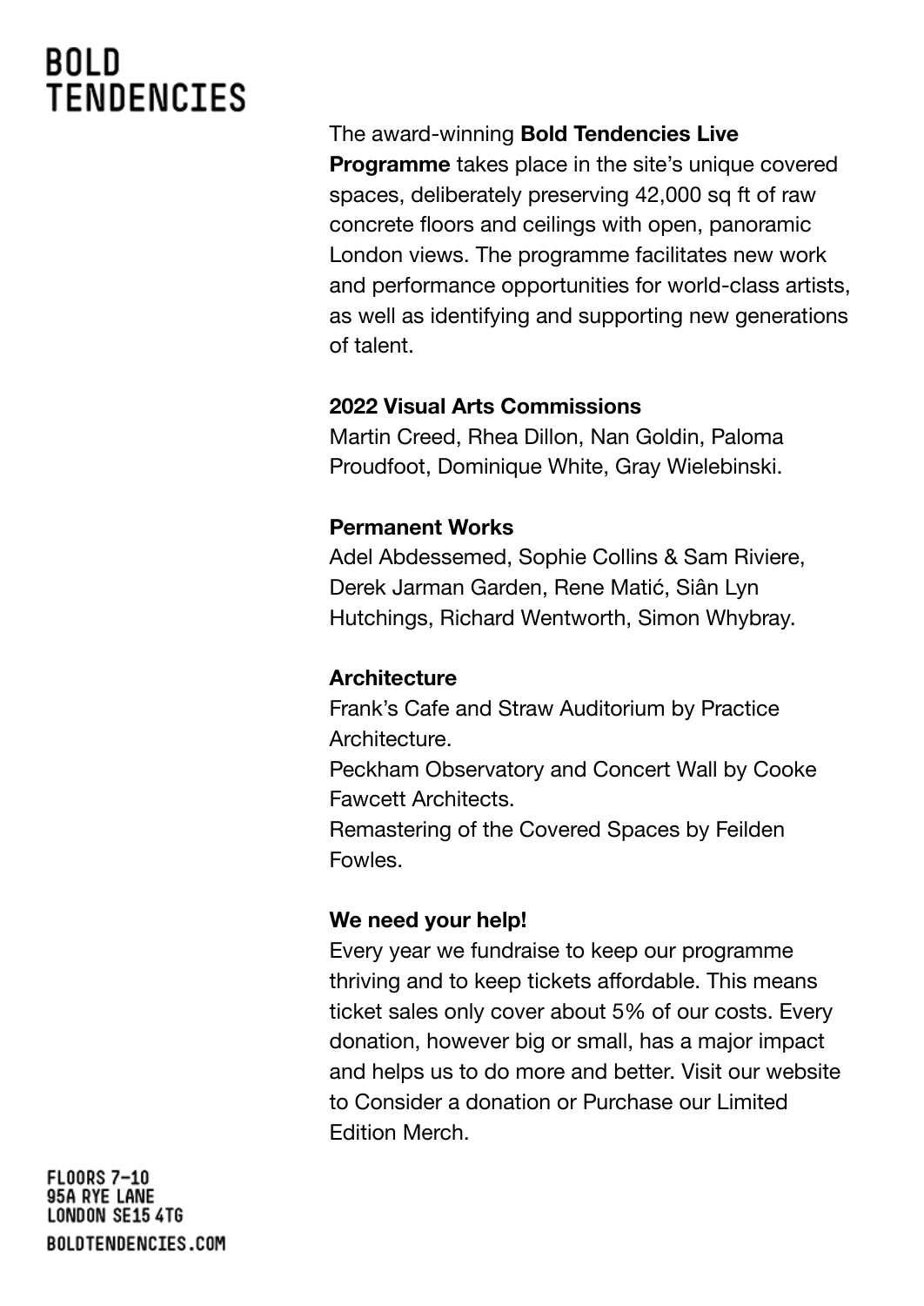# BOLD TENDENCIES

The award-winning **Bold Tendencies Live Programme** takes place in the site's unique covered spaces, deliberately preserving 42,000 sq ft of raw concrete floors and ceilings with open, panoramic London views. The programme facilitates new work and performance opportunities for world-class artists, as well as identifying and supporting new generations of talent.

**2022 Visual Arts Commissions**
Martin Creed, Rhea Dillon, Nan Goldin, Paloma Proudfoot, Dominique White, Gray Wielebinski.

**Permanent Works**
Adel Abdessemed, Sophie Collins & Sam Riviere, Derek Jarman Garden, Rene Matić, Siân Lyn Hutchings, Richard Wentworth, Simon Whybray.

**Architecture**
Frank's Cafe and Straw Auditorium by Practice Architecture.
Peckham Observatory and Concert Wall by Cooke Fawcett Architects.
Remastering of the Covered Spaces by Feilden Fowles.

**We need your help!**
Every year we fundraise to keep our programme thriving and to keep tickets affordable. This means ticket sales only cover about 5% of our costs. Every donation, however big or small, has a major impact and helps us to do more and better. Visit our website to Consider a donation or Purchase our Limited Edition Merch.

FLOORS 7–10
95A RYE LANE
LONDON SE15 4TG
BOLDTENDENCIES.COM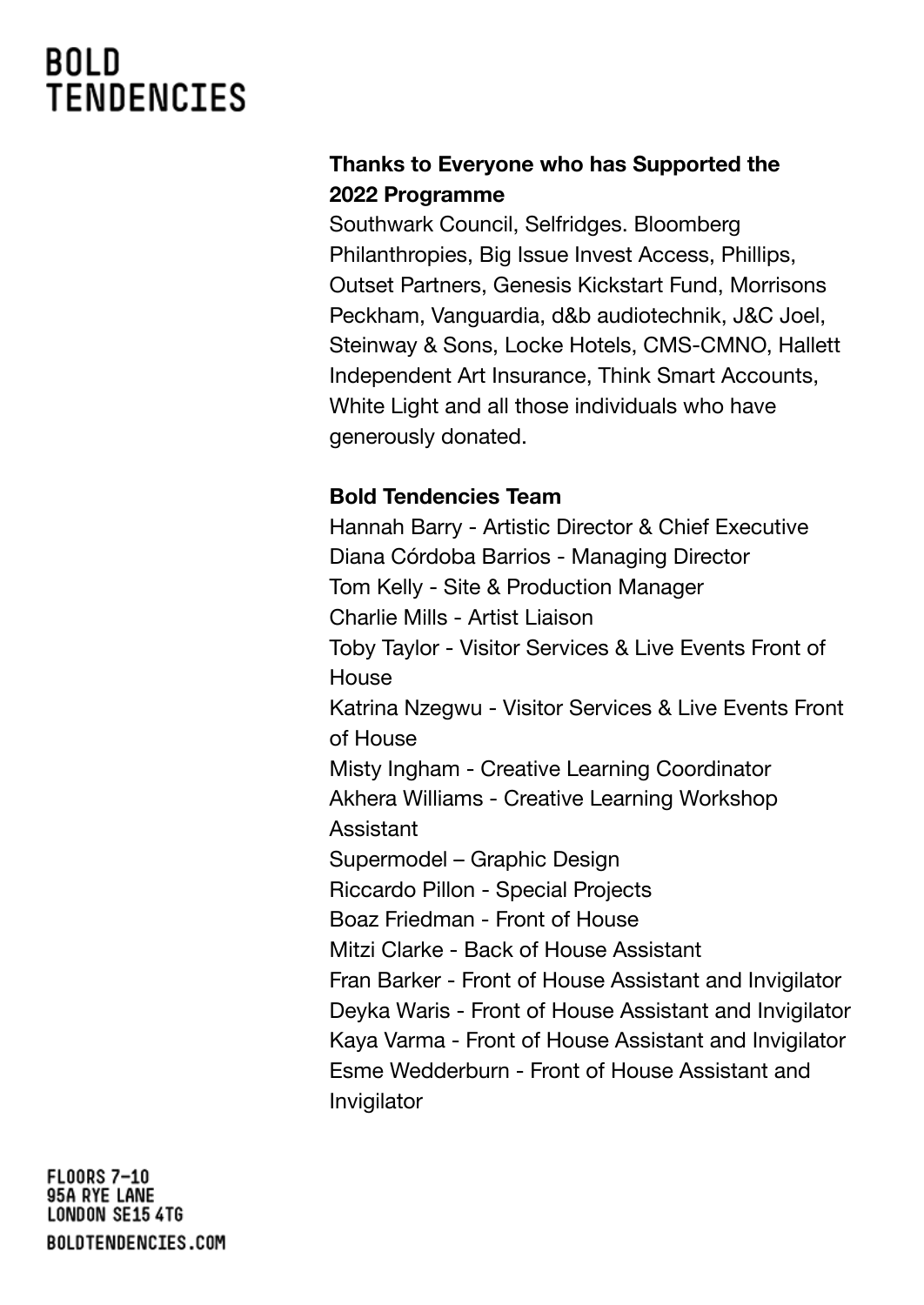# BOLD TENDENCIES

**Thanks to Everyone who has Supported the 2022 Programme**

Southwark Council, Selfridges. Bloomberg Philanthropies, Big Issue Invest Access, Phillips, Outset Partners, Genesis Kickstart Fund, Morrisons Peckham, Vanguardia, d&b audiotechnik, J&C Joel, Steinway & Sons, Locke Hotels, CMS-CMNO, Hallett Independent Art Insurance, Think Smart Accounts, White Light and all those individuals who have generously donated.

**Bold Tendencies Team**

Hannah Barry - Artistic Director & Chief Executive
Diana Córdoba Barrios - Managing Director
Tom Kelly - Site & Production Manager
Charlie Mills - Artist Liaison
Toby Taylor - Visitor Services & Live Events Front of House
Katrina Nzegwu - Visitor Services & Live Events Front of House
Misty Ingham - Creative Learning Coordinator
Akhera Williams - Creative Learning Workshop Assistant
Supermodel – Graphic Design
Riccardo Pillon - Special Projects
Boaz Friedman - Front of House
Mitzi Clarke - Back of House Assistant
Fran Barker - Front of House Assistant and Invigilator
Deyka Waris - Front of House Assistant and Invigilator
Kaya Varma - Front of House Assistant and Invigilator
Esme Wedderburn - Front of House Assistant and Invigilator

FLOORS 7–10
95A RYE LANE
LONDON SE15 4TG
BOLDTENDENCIES.COM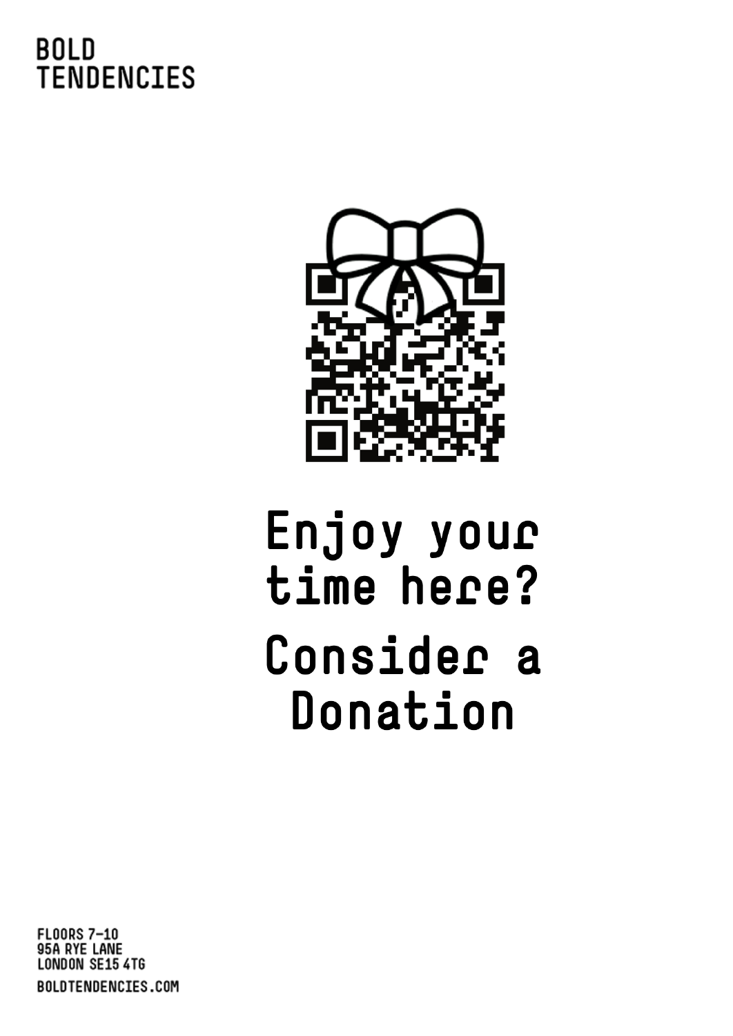BOLD
TENDENCIES

# Enjoy your time here?

# Consider a Donation

FLOORS 7–10
95A RYE LANE
LONDON SE15 4TG

BOLDTENDENCIES.COM